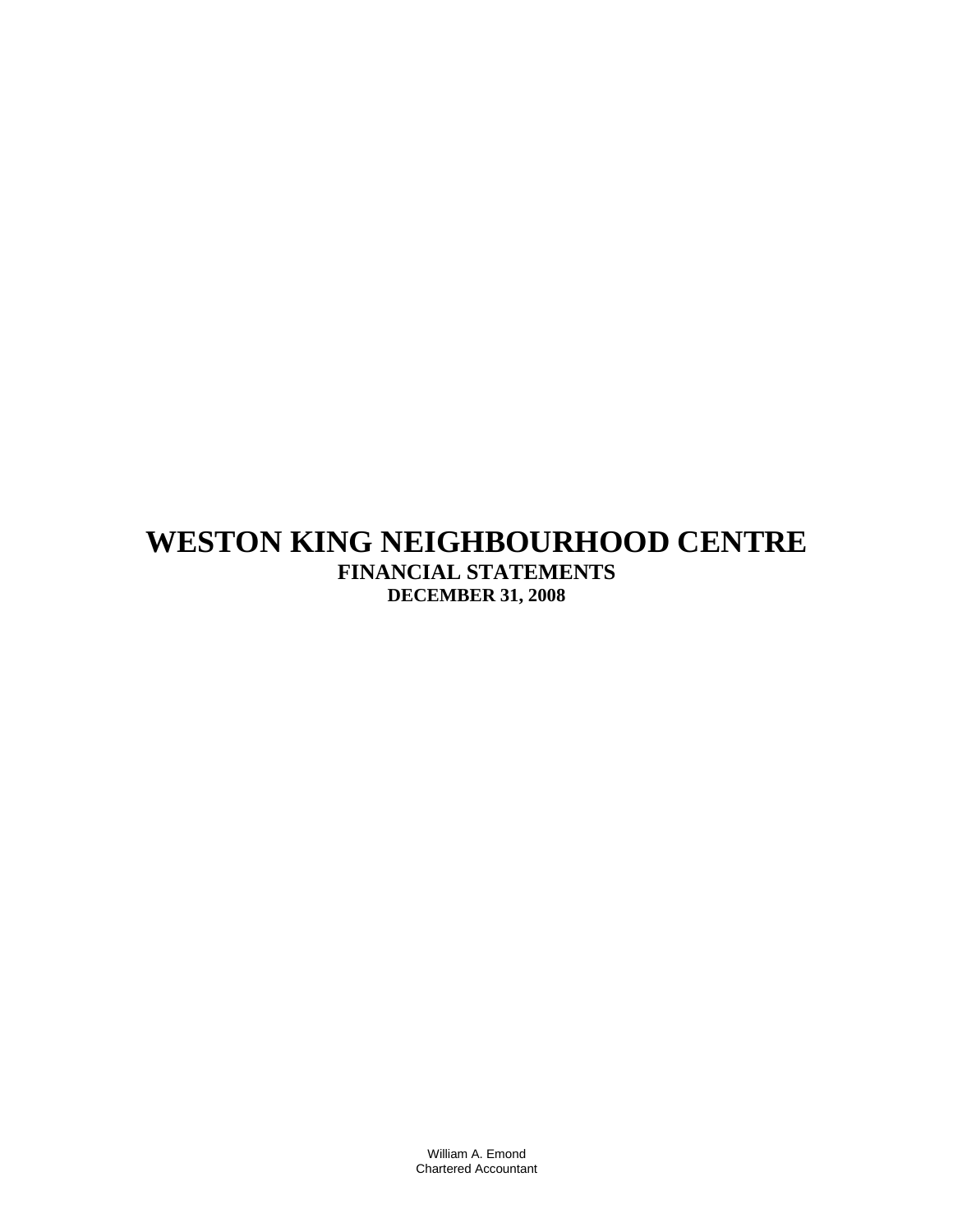# WESTON KING NEIGHBOURHOOD CENTRE

**FINANCIAL STATEMENTS**

**DECEMBER 31, 2008**

William A. Emond
Chartered Accountant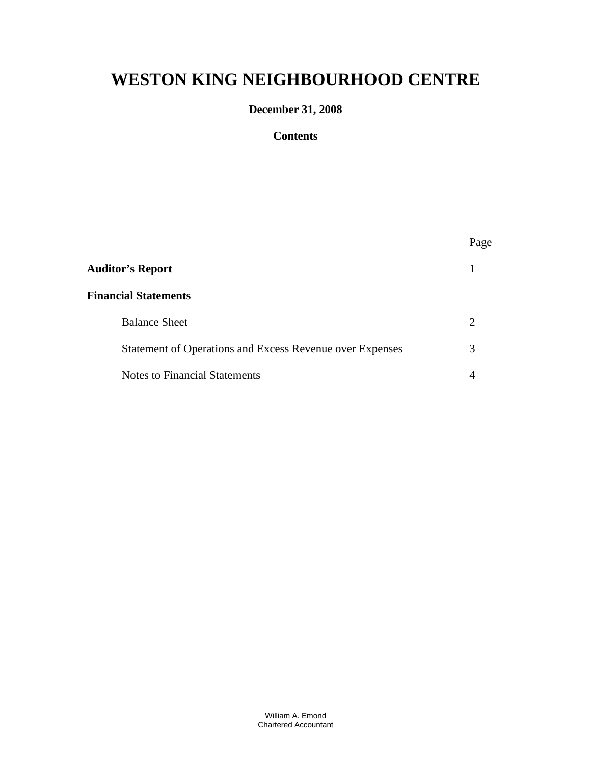# WESTON KING NEIGHBOURHOOD CENTRE

**December 31, 2008**

**Contents**

| | Page |
|---|---|
| **Auditor's Report** | 1 |
| **Financial Statements** | |
| Balance Sheet | 2 |
| Statement of Operations and Excess Revenue over Expenses | 3 |
| Notes to Financial Statements | 4 |

William A. Emond
Chartered Accountant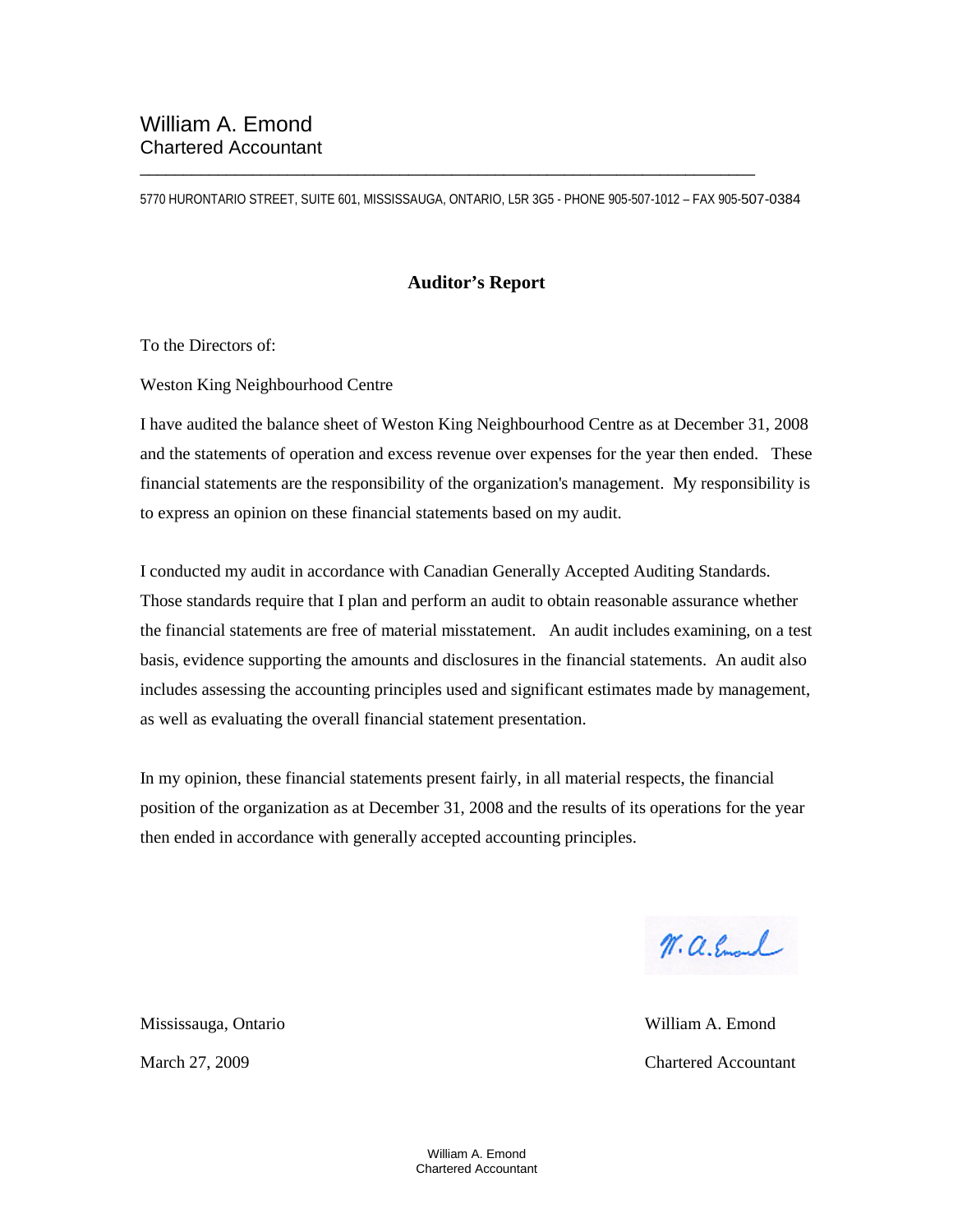William A. Emond
Chartered Accountant

---

5770 HURONTARIO STREET, SUITE 601, MISSISSAUGA, ONTARIO, L5R 3G5 - PHONE 905-507-1012 – FAX 905-507-0384

## Auditor's Report

To the Directors of:

Weston King Neighbourhood Centre

I have audited the balance sheet of Weston King Neighbourhood Centre as at December 31, 2008 and the statements of operation and excess revenue over expenses for the year then ended. These financial statements are the responsibility of the organization's management. My responsibility is to express an opinion on these financial statements based on my audit.

I conducted my audit in accordance with Canadian Generally Accepted Auditing Standards. Those standards require that I plan and perform an audit to obtain reasonable assurance whether the financial statements are free of material misstatement. An audit includes examining, on a test basis, evidence supporting the amounts and disclosures in the financial statements. An audit also includes assessing the accounting principles used and significant estimates made by management, as well as evaluating the overall financial statement presentation.

In my opinion, these financial statements present fairly, in all material respects, the financial position of the organization as at December 31, 2008 and the results of its operations for the year then ended in accordance with generally accepted accounting principles.

W. A. Emond

Mississauga, Ontario

March 27, 2009

William A. Emond

Chartered Accountant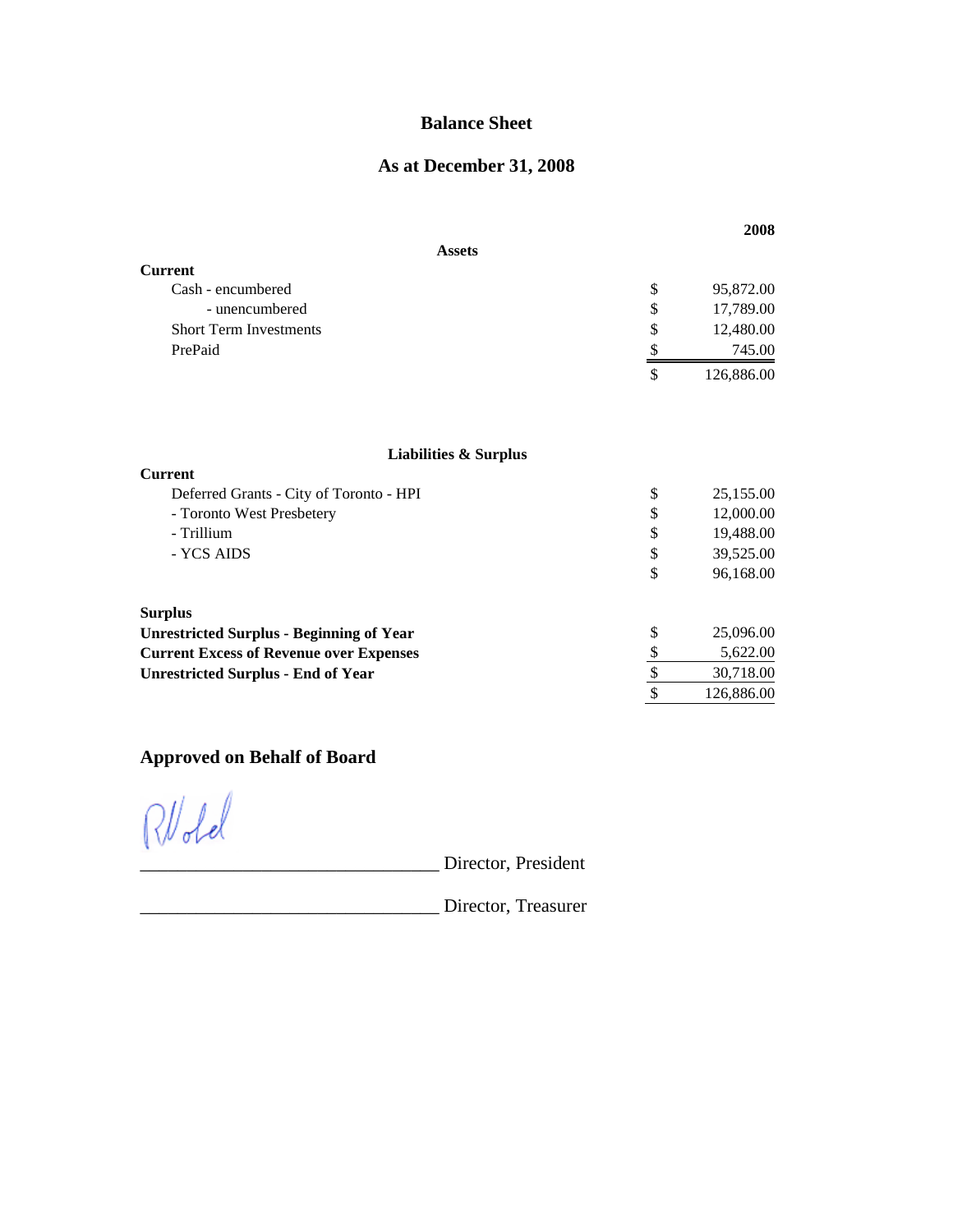# Balance Sheet

## As at December 31, 2008

| | | 2008 |
|---|---|---|
| **Assets** | | |
| **Current** | | |
| Cash - encumbered | $ | 95,872.00 |
| - unencumbered | $ | 17,789.00 |
| Short Term Investments | $ | 12,480.00 |
| PrePaid | $ | 745.00 |
| | $ | 126,886.00 |

| | | |
|---|---|---|
| **Liabilities & Surplus** | | |
| **Current** | | |
| Deferred Grants - City of Toronto - HPI | $ | 25,155.00 |
| - Toronto West Presbetery | $ | 12,000.00 |
| - Trillium | $ | 19,488.00 |
| - YCS AIDS | $ | 39,525.00 |
| | $ | 96,168.00 |
| | | |
| **Surplus** | | |
| **Unrestricted Surplus - Beginning of Year** | $ | 25,096.00 |
| **Current Excess of Revenue over Expenses** | $ | 5,622.00 |
| **Unrestricted Surplus - End of Year** | $ | 30,718.00 |
| | $ | 126,886.00 |

## Approved on Behalf of Board

________________________________ Director, President

________________________________ Director, Treasurer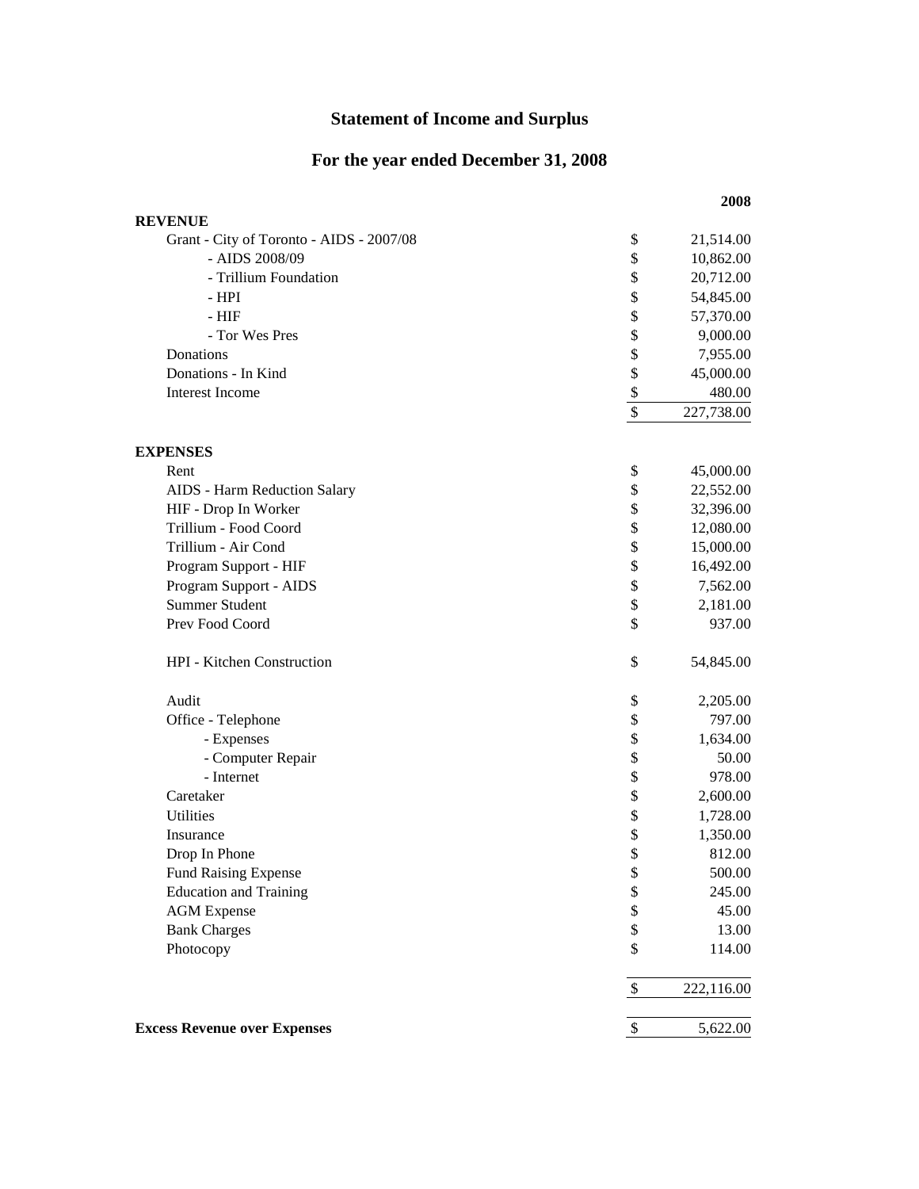# Statement of Income and Surplus

## For the year ended December 31, 2008

| | 2008 |
|---|---|
| **REVENUE** | |
| Grant - City of Toronto - AIDS - 2007/08 | $ 21,514.00 |
| - AIDS 2008/09 | $ 10,862.00 |
| - Trillium Foundation | $ 20,712.00 |
| - HPI | $ 54,845.00 |
| - HIF | $ 57,370.00 |
| - Tor Wes Pres | $ 9,000.00 |
| Donations | $ 7,955.00 |
| Donations - In Kind | $ 45,000.00 |
| Interest Income | $ 480.00 |
| | $ 227,738.00 |
| **EXPENSES** | |
| Rent | $ 45,000.00 |
| AIDS - Harm Reduction Salary | $ 22,552.00 |
| HIF - Drop In Worker | $ 32,396.00 |
| Trillium - Food Coord | $ 12,080.00 |
| Trillium - Air Cond | $ 15,000.00 |
| Program Support - HIF | $ 16,492.00 |
| Program Support - AIDS | $ 7,562.00 |
| Summer Student | $ 2,181.00 |
| Prev Food Coord | $ 937.00 |
| HPI - Kitchen Construction | $ 54,845.00 |
| Audit | $ 2,205.00 |
| Office - Telephone | $ 797.00 |
| - Expenses | $ 1,634.00 |
| - Computer Repair | $ 50.00 |
| - Internet | $ 978.00 |
| Caretaker | $ 2,600.00 |
| Utilities | $ 1,728.00 |
| Insurance | $ 1,350.00 |
| Drop In Phone | $ 812.00 |
| Fund Raising Expense | $ 500.00 |
| Education and Training | $ 245.00 |
| AGM Expense | $ 45.00 |
| Bank Charges | $ 13.00 |
| Photocopy | $ 114.00 |
| | $ 222,116.00 |
| **Excess Revenue over Expenses** | $ 5,622.00 |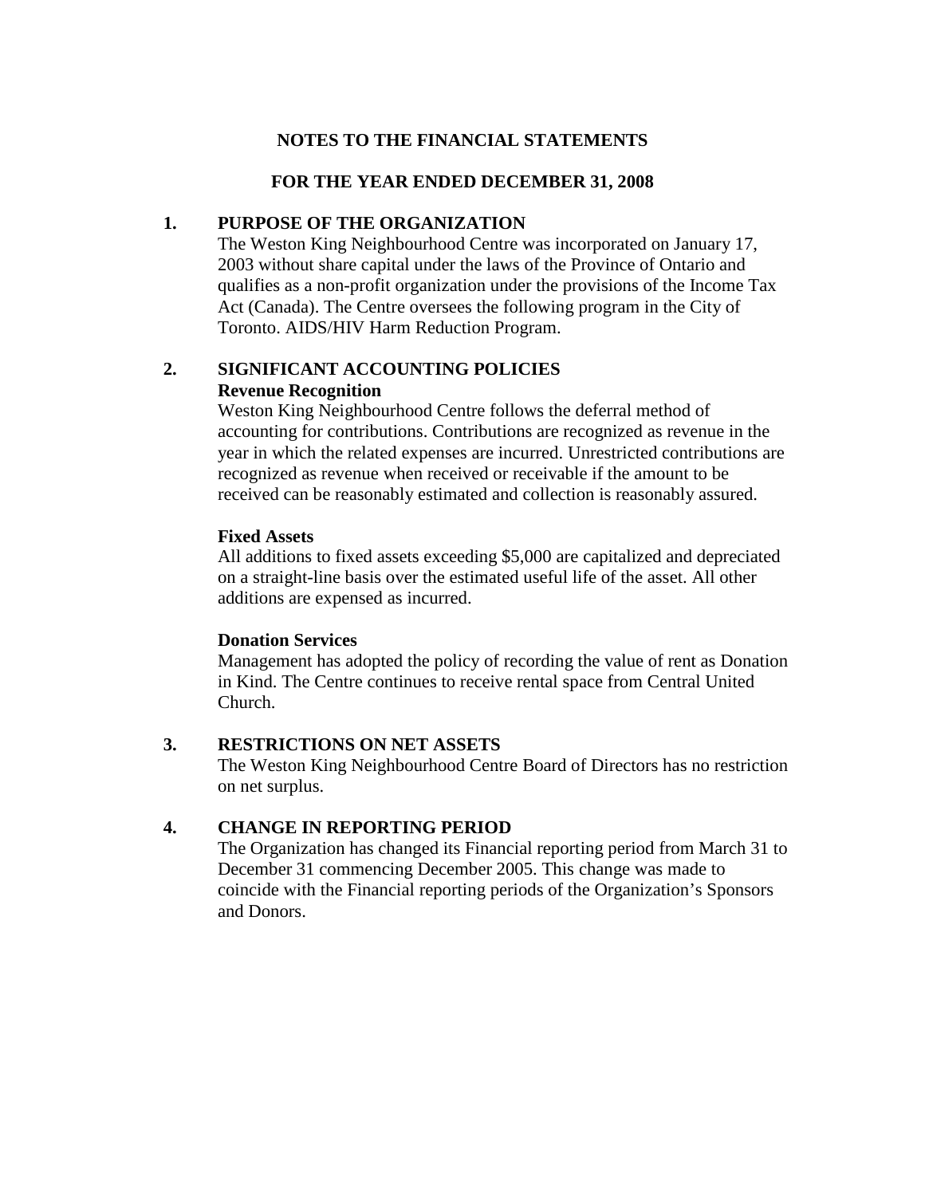# NOTES TO THE FINANCIAL STATEMENTS

## FOR THE YEAR ENDED DECEMBER 31, 2008

## 1. PURPOSE OF THE ORGANIZATION

The Weston King Neighbourhood Centre was incorporated on January 17, 2003 without share capital under the laws of the Province of Ontario and qualifies as a non-profit organization under the provisions of the Income Tax Act (Canada). The Centre oversees the following program in the City of Toronto. AIDS/HIV Harm Reduction Program.

## 2. SIGNIFICANT ACCOUNTING POLICIES

### Revenue Recognition

Weston King Neighbourhood Centre follows the deferral method of accounting for contributions. Contributions are recognized as revenue in the year in which the related expenses are incurred. Unrestricted contributions are recognized as revenue when received or receivable if the amount to be received can be reasonably estimated and collection is reasonably assured.

### Fixed Assets

All additions to fixed assets exceeding $5,000 are capitalized and depreciated on a straight-line basis over the estimated useful life of the asset. All other additions are expensed as incurred.

### Donation Services

Management has adopted the policy of recording the value of rent as Donation in Kind. The Centre continues to receive rental space from Central United Church.

## 3. RESTRICTIONS ON NET ASSETS

The Weston King Neighbourhood Centre Board of Directors has no restriction on net surplus.

## 4. CHANGE IN REPORTING PERIOD

The Organization has changed its Financial reporting period from March 31 to December 31 commencing December 2005. This change was made to coincide with the Financial reporting periods of the Organization's Sponsors and Donors.